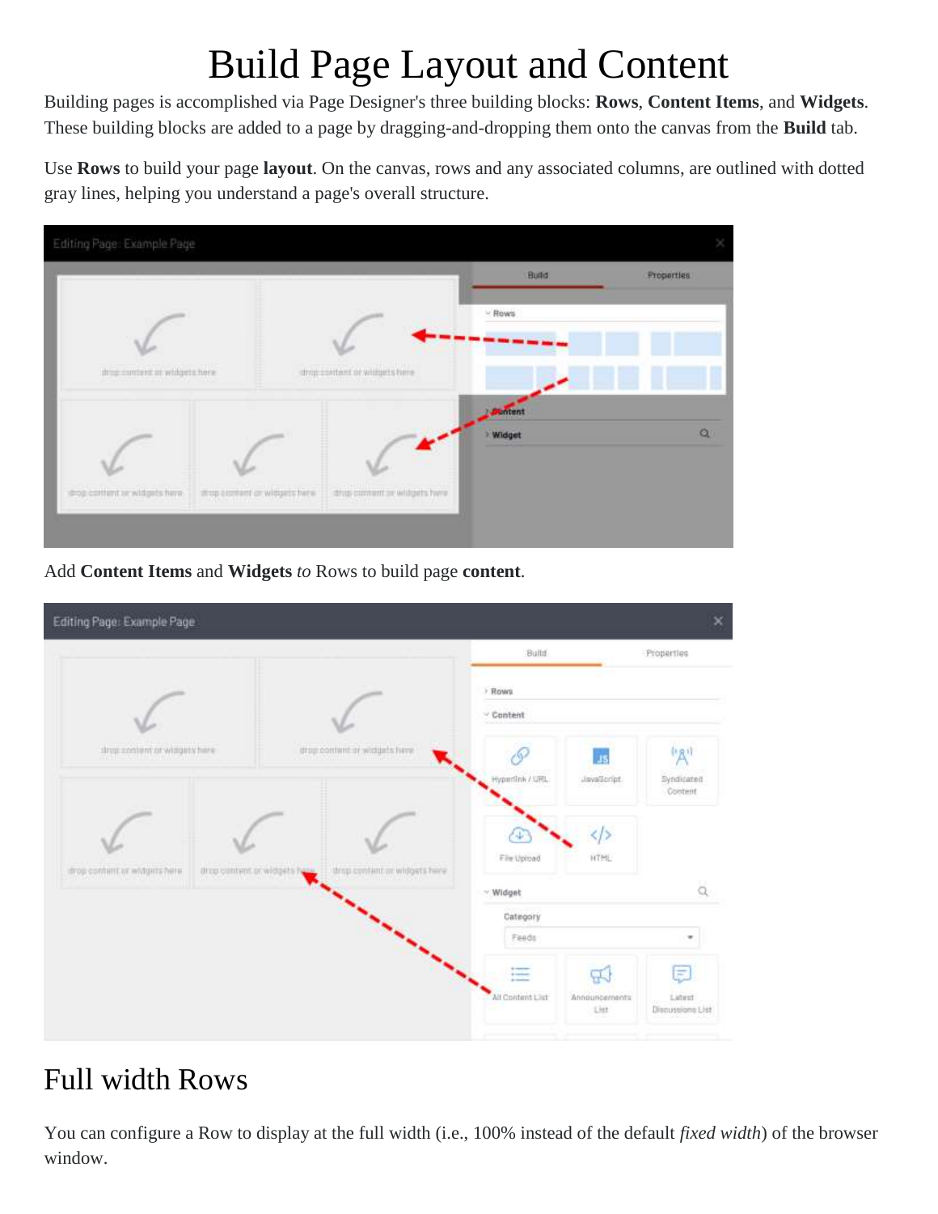# Build Page Layout and Content

Building pages is accomplished via Page Designer's three building blocks: **Rows**, **Content Items**, and **Widgets**. These building blocks are added to a page by dragging-and-dropping them onto the canvas from the **Build** tab.

Use **Rows** to build your page **layout**. On the canvas, rows and any associated columns, are outlined with dotted gray lines, helping you understand a page's overall structure.

Add **Content Items** and **Widgets** *to* Rows to build page **content**.

## Full width Rows

You can configure a Row to display at the full width (i.e., 100% instead of the default *fixed width*) of the browser window.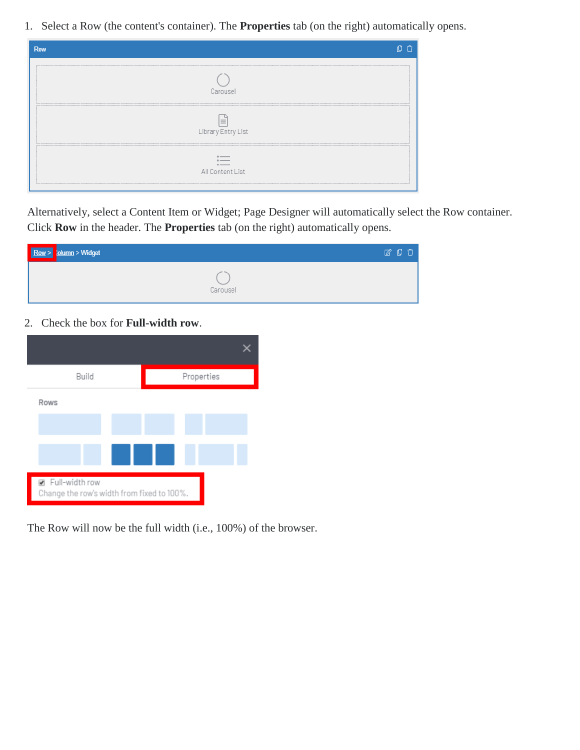1. Select a Row (the content's container). The **Properties** tab (on the right) automatically opens.

   Alternatively, select a Content Item or Widget; Page Designer will automatically select the Row container. Click **Row** in the header. The **Properties** tab (on the right) automatically opens.

2. Check the box for **Full-width row**.

   The Row will now be the full width (i.e., 100%) of the browser.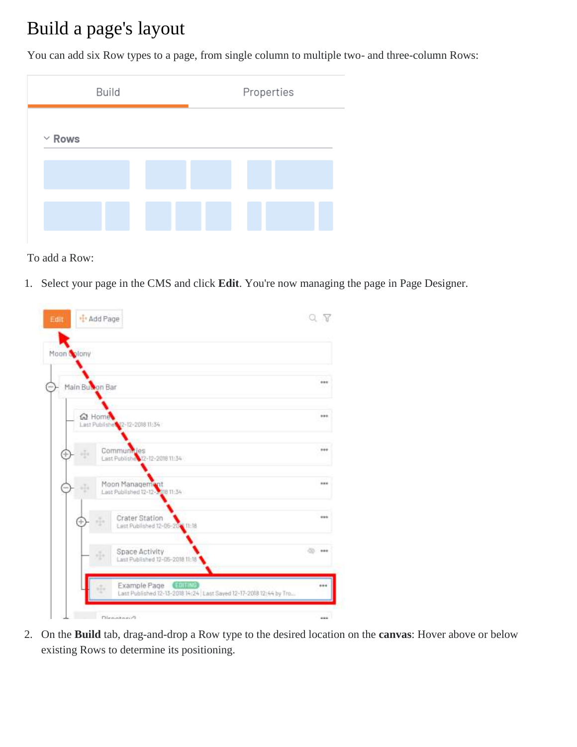# Build a page's layout

You can add six Row types to a page, from single column to multiple two- and three-column Rows:

To add a Row:

1. Select your page in the CMS and click **Edit**. You're now managing the page in Page Designer.

2. On the **Build** tab, drag-and-drop a Row type to the desired location on the **canvas**: Hover above or below existing Rows to determine its positioning.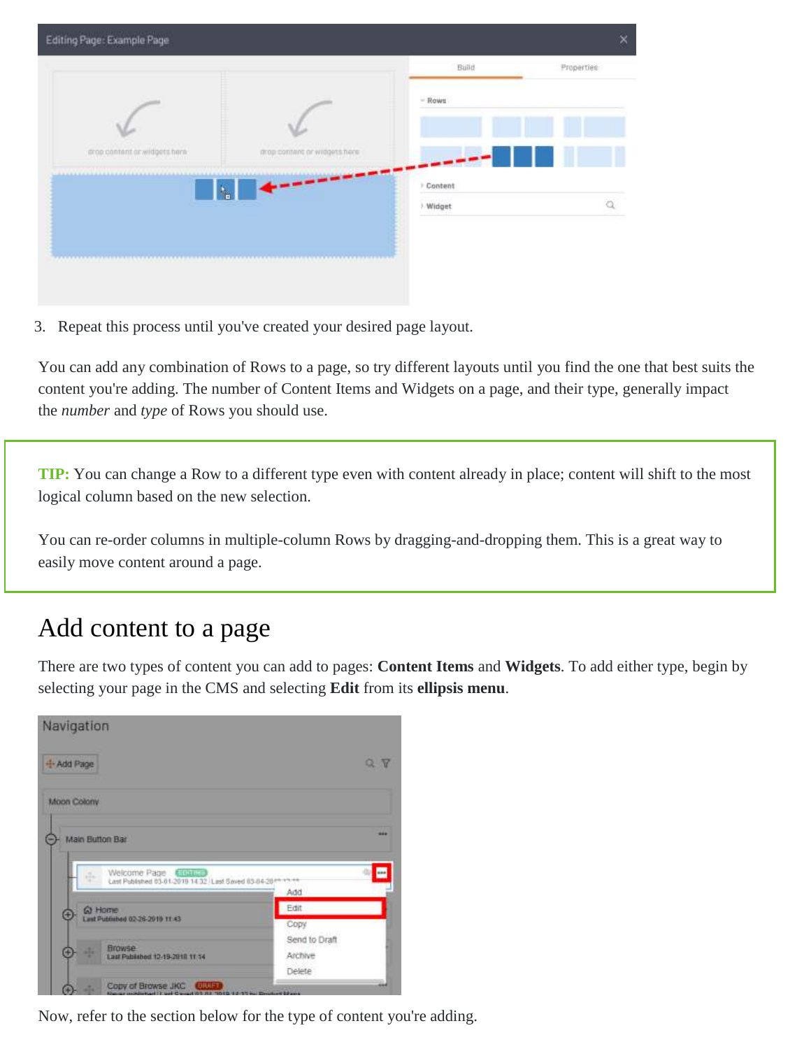3. Repeat this process until you've created your desired page layout.

You can add any combination of Rows to a page, so try different layouts until you find the one that best suits the content you're adding. The number of Content Items and Widgets on a page, and their type, generally impact the *number* and *type* of Rows you should use.

**TIP:** You can change a Row to a different type even with content already in place; content will shift to the most logical column based on the new selection.

You can re-order columns in multiple-column Rows by dragging-and-dropping them. This is a great way to easily move content around a page.

## Add content to a page

There are two types of content you can add to pages: **Content Items** and **Widgets**. To add either type, begin by selecting your page in the CMS and selecting **Edit** from its **ellipsis menu**.

Now, refer to the section below for the type of content you're adding.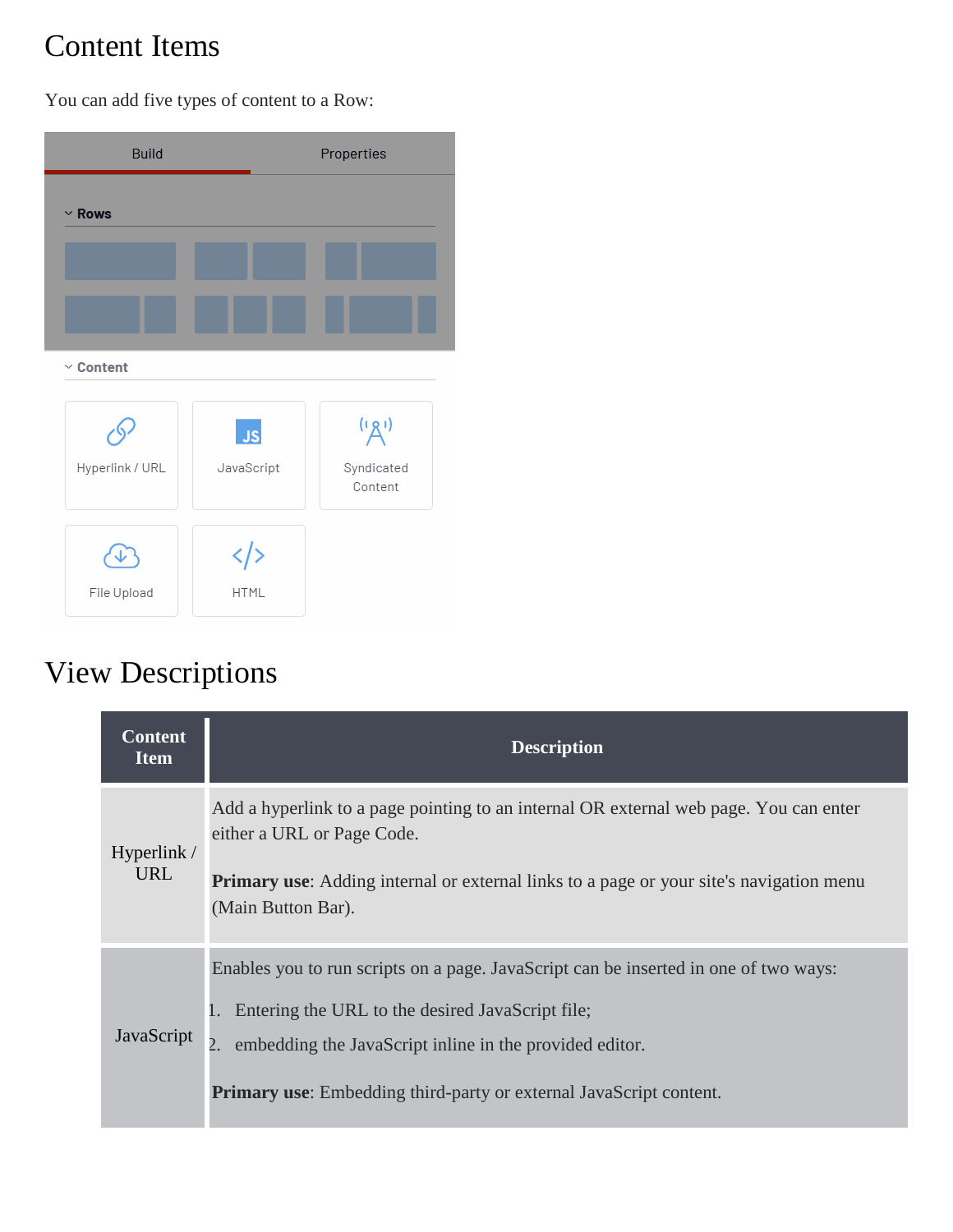# Content Items

You can add five types of content to a Row:

Build

Properties

Rows

Content

Hyperlink / URL

JavaScript

Syndicated Content

File Upload

HTML

# View Descriptions

| Content Item | Description |
|---|---|
| Hyperlink / URL | Add a hyperlink to a page pointing to an internal OR external web page. You can enter either a URL or Page Code.<br><br>**Primary use**: Adding internal or external links to a page or your site's navigation menu (Main Button Bar). |
| JavaScript | Enables you to run scripts on a page. JavaScript can be inserted in one of two ways:<br>1. Entering the URL to the desired JavaScript file;<br>2. embedding the JavaScript inline in the provided editor.<br><br>**Primary use**: Embedding third-party or external JavaScript content. |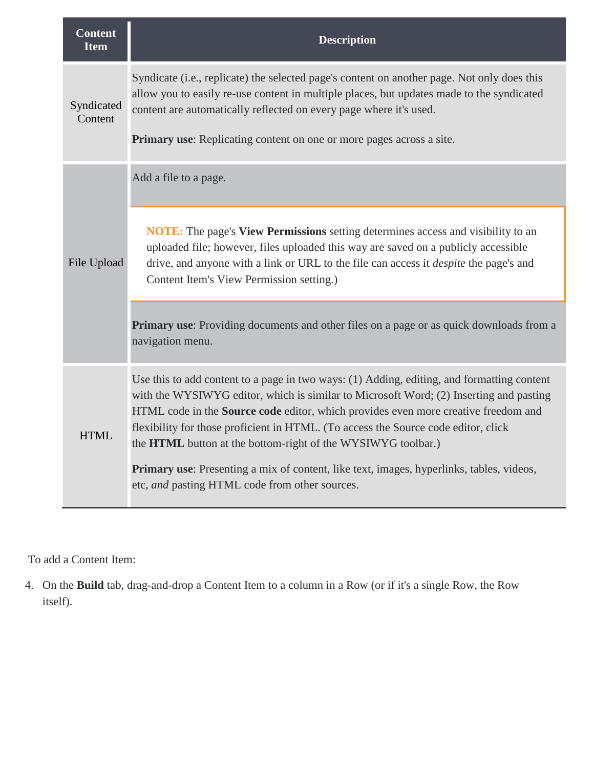| Content Item | Description |
| --- | --- |
| Syndicated Content | Syndicate (i.e., replicate) the selected page's content on another page. Not only does this allow you to easily re-use content in multiple places, but updates made to the syndicated content are automatically reflected on every page where it's used.<br><br>**Primary use**: Replicating content on one or more pages across a site. |
| File Upload | Add a file to a page.<br><br>**NOTE:** The page's **View Permissions** setting determines access and visibility to an uploaded file; however, files uploaded this way are saved on a publicly accessible drive, and anyone with a link or URL to the file can access it *despite* the page's and Content Item's View Permission setting.)<br><br>**Primary use**: Providing documents and other files on a page or as quick downloads from a navigation menu. |
| HTML | Use this to add content to a page in two ways: (1) Adding, editing, and formatting content with the WYSIWYG editor, which is similar to Microsoft Word; (2) Inserting and pasting HTML code in the **Source code** editor, which provides even more creative freedom and flexibility for those proficient in HTML. (To access the Source code editor, click the **HTML** button at the bottom-right of the WYSIWYG toolbar.)<br><br>**Primary use**: Presenting a mix of content, like text, images, hyperlinks, tables, videos, etc, *and* pasting HTML code from other sources. |

To add a Content Item:

4. On the **Build** tab, drag-and-drop a Content Item to a column in a Row (or if it's a single Row, the Row itself).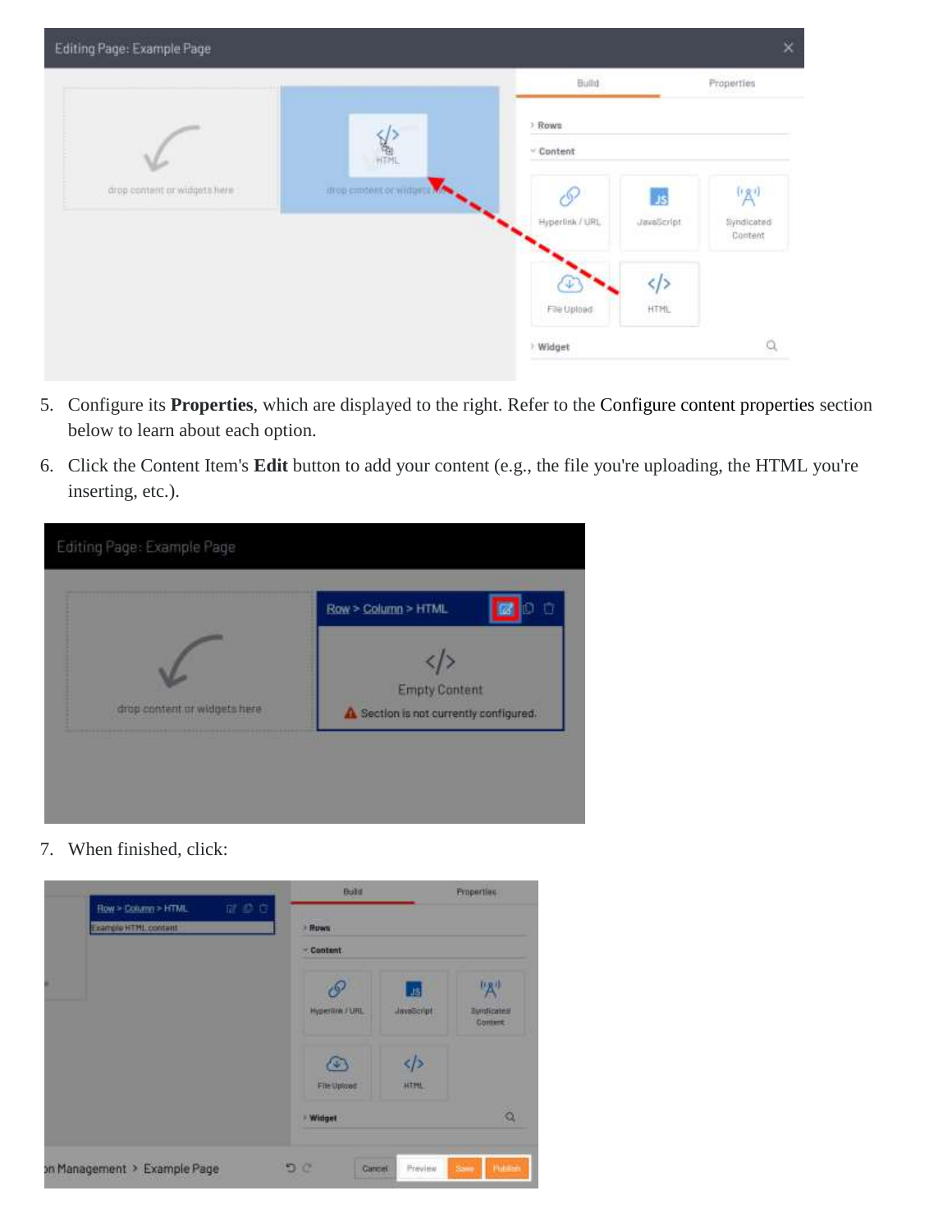5. Configure its **Properties**, which are displayed to the right. Refer to the Configure content properties section below to learn about each option.
6. Click the Content Item's **Edit** button to add your content (e.g., the file you're uploading, the HTML you're inserting, etc.).
7. When finished, click: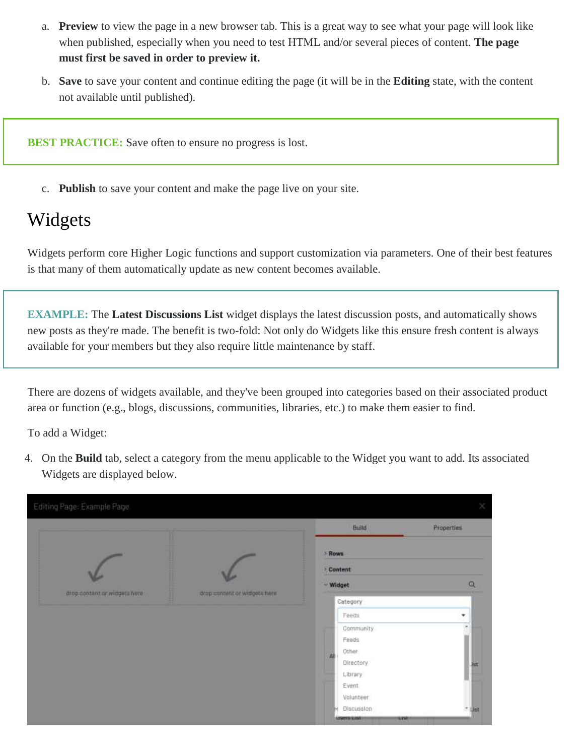a. **Preview** to view the page in a new browser tab. This is a great way to see what your page will look like when published, especially when you need to test HTML and/or several pieces of content. **The page must first be saved in order to preview it.**

b. **Save** to save your content and continue editing the page (it will be in the **Editing** state, with the content not available until published).

**BEST PRACTICE:** Save often to ensure no progress is lost.

c. **Publish** to save your content and make the page live on your site.

# Widgets

Widgets perform core Higher Logic functions and support customization via parameters. One of their best features is that many of them automatically update as new content becomes available.

**EXAMPLE:** The **Latest Discussions List** widget displays the latest discussion posts, and automatically shows new posts as they're made. The benefit is two-fold: Not only do Widgets like this ensure fresh content is always available for your members but they also require little maintenance by staff.

There are dozens of widgets available, and they've been grouped into categories based on their associated product area or function (e.g., blogs, discussions, communities, libraries, etc.) to make them easier to find.

To add a Widget:

4. On the **Build** tab, select a category from the menu applicable to the Widget you want to add. Its associated Widgets are displayed below.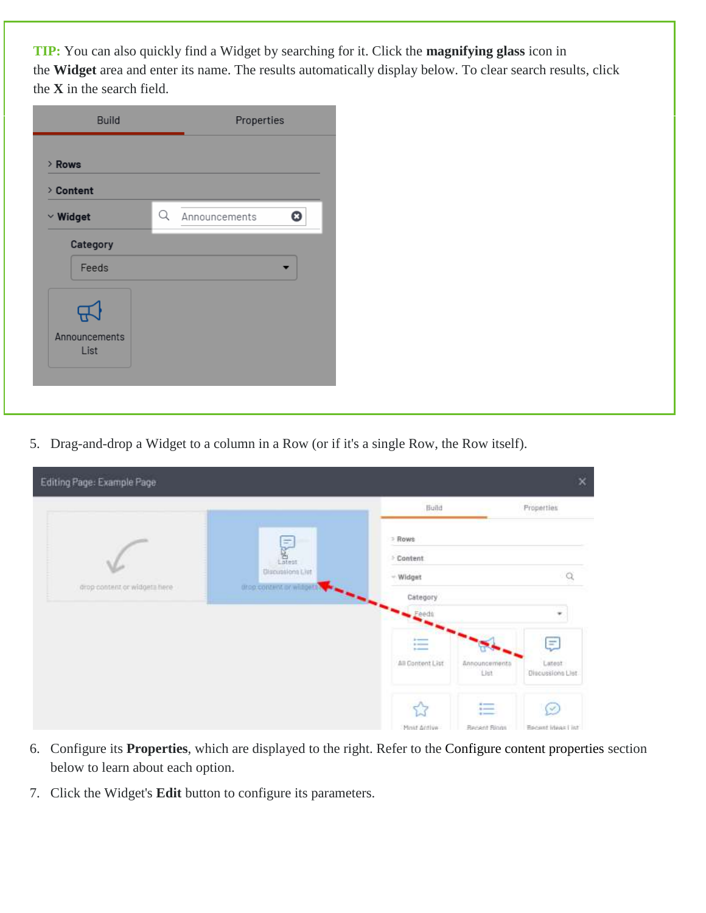**TIP:** You can also quickly find a Widget by searching for it. Click the **magnifying glass** icon in the **Widget** area and enter its name. The results automatically display below. To clear search results, click the **X** in the search field.

5. Drag-and-drop a Widget to a column in a Row (or if it's a single Row, the Row itself).

6. Configure its **Properties**, which are displayed to the right. Refer to the Configure content properties section below to learn about each option.

7. Click the Widget's **Edit** button to configure its parameters.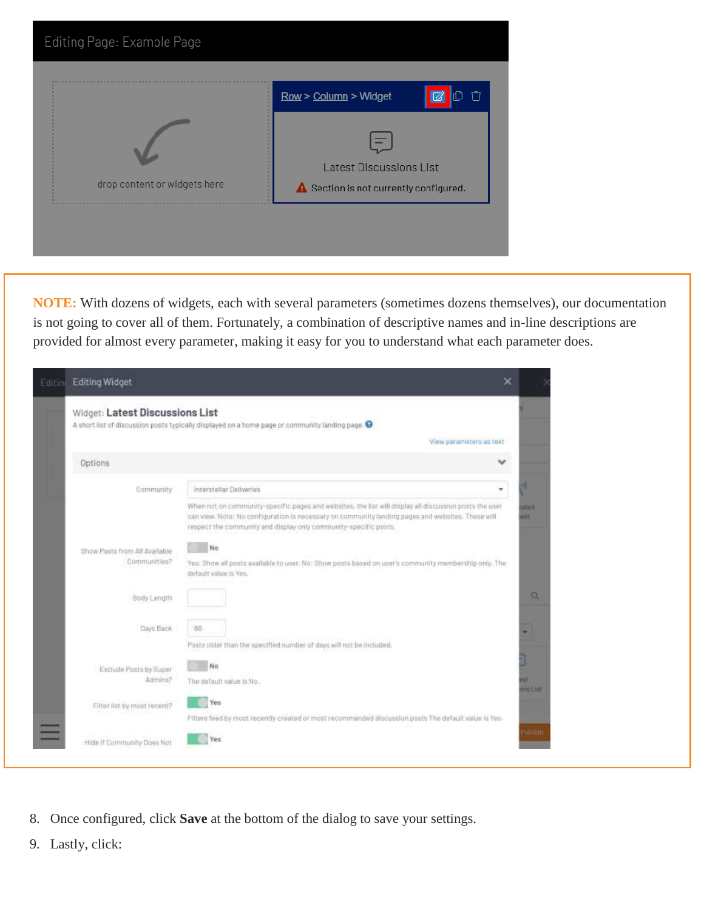**NOTE:** With dozens of widgets, each with several parameters (sometimes dozens themselves), our documentation is not going to cover all of them. Fortunately, a combination of descriptive names and in-line descriptions are provided for almost every parameter, making it easy for you to understand what each parameter does.

8. Once configured, click **Save** at the bottom of the dialog to save your settings.
9. Lastly, click: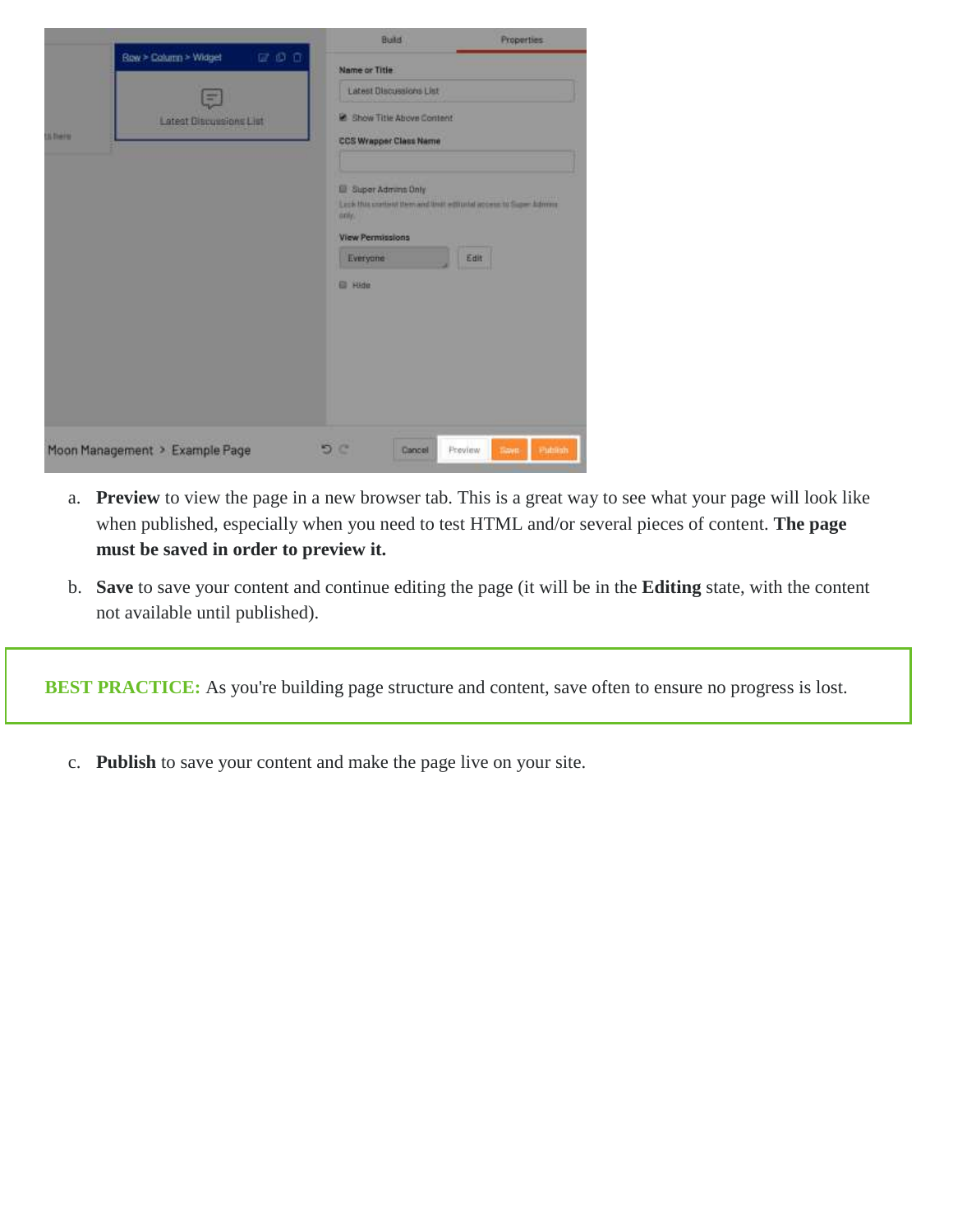a. **Preview** to view the page in a new browser tab. This is a great way to see what your page will look like when published, especially when you need to test HTML and/or several pieces of content. **The page must be saved in order to preview it.**

b. **Save** to save your content and continue editing the page (it will be in the **Editing** state, with the content not available until published).

> **BEST PRACTICE:** As you're building page structure and content, save often to ensure no progress is lost.

c. **Publish** to save your content and make the page live on your site.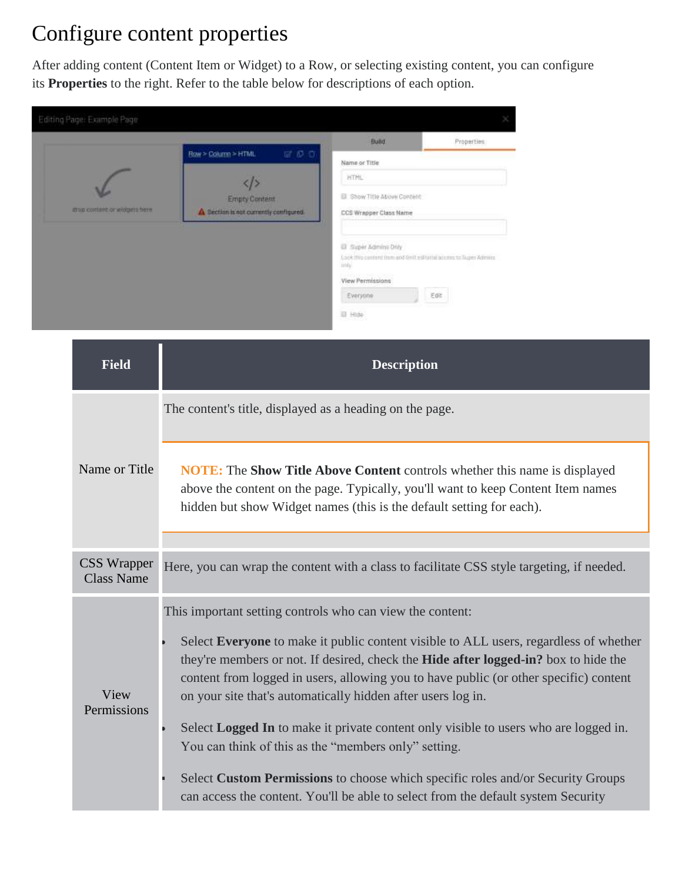# Configure content properties

After adding content (Content Item or Widget) to a Row, or selecting existing content, you can configure its **Properties** to the right. Refer to the table below for descriptions of each option.

| Field | Description |
| --- | --- |
| Name or Title | The content's title, displayed as a heading on the page.<br><br>**NOTE:** The **Show Title Above Content** controls whether this name is displayed above the content on the page. Typically, you'll want to keep Content Item names hidden but show Widget names (this is the default setting for each). |
| CSS Wrapper Class Name | Here, you can wrap the content with a class to facilitate CSS style targeting, if needed. |
| View Permissions | This important setting controls who can view the content:<br><br>• Select **Everyone** to make it public content visible to ALL users, regardless of whether they're members or not. If desired, check the **Hide after logged-in?** box to hide the content from logged in users, allowing you to have public (or other specific) content on your site that's automatically hidden after users log in.<br><br>• Select **Logged In** to make it private content only visible to users who are logged in. You can think of this as the "members only" setting.<br><br>• Select **Custom Permissions** to choose which specific roles and/or Security Groups can access the content. You'll be able to select from the default system Security |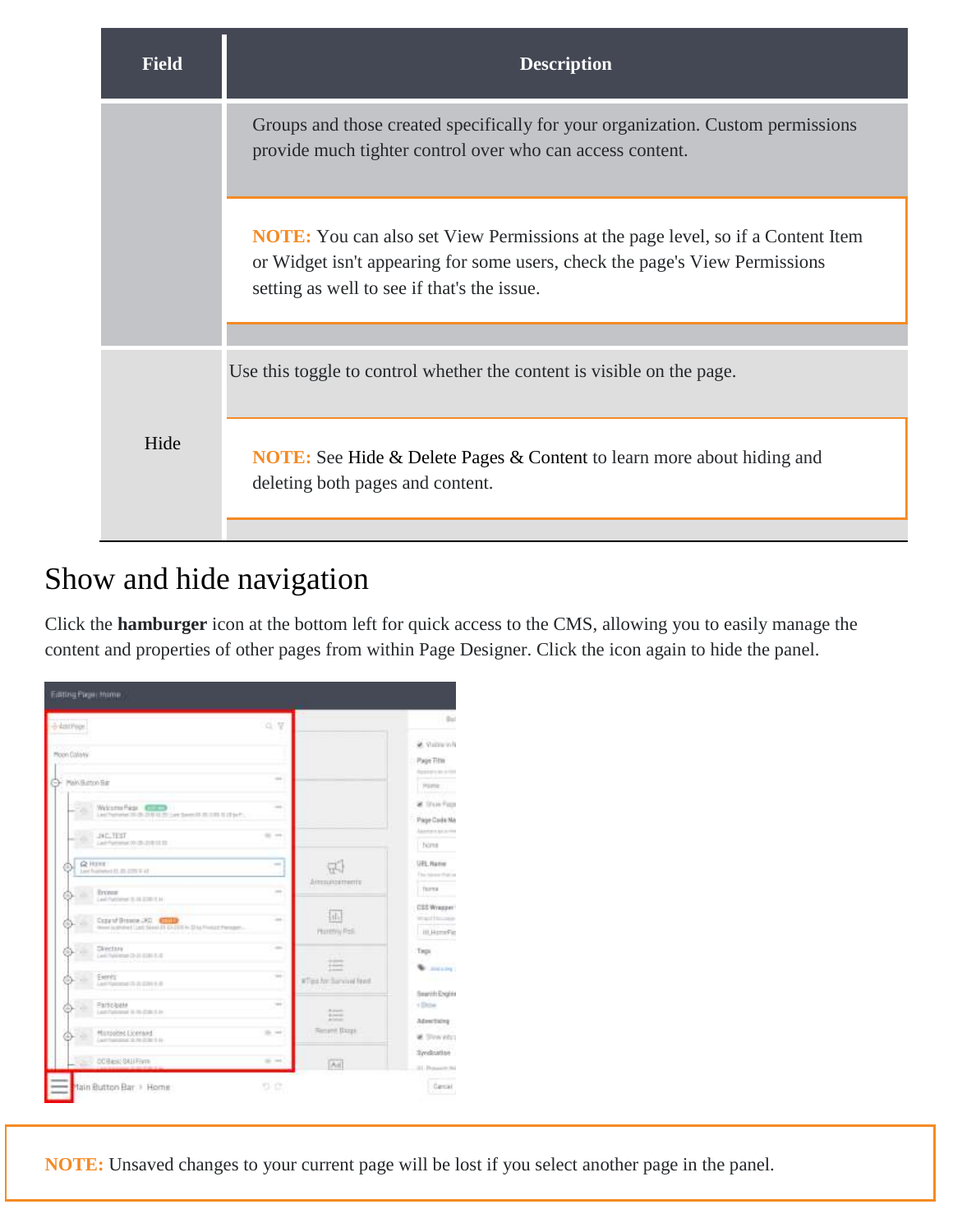| Field | Description |
| --- | --- |
| | Groups and those created specifically for your organization. Custom permissions provide much tighter control over who can access content.<br><br>**NOTE:** You can also set View Permissions at the page level, so if a Content Item or Widget isn't appearing for some users, check the page's View Permissions setting as well to see if that's the issue. |
| Hide | Use this toggle to control whether the content is visible on the page.<br><br>**NOTE:** See Hide & Delete Pages & Content to learn more about hiding and deleting both pages and content. |

## Show and hide navigation

Click the **hamburger** icon at the bottom left for quick access to the CMS, allowing you to easily manage the content and properties of other pages from within Page Designer. Click the icon again to hide the panel.

> **NOTE:** Unsaved changes to your current page will be lost if you select another page in the panel.